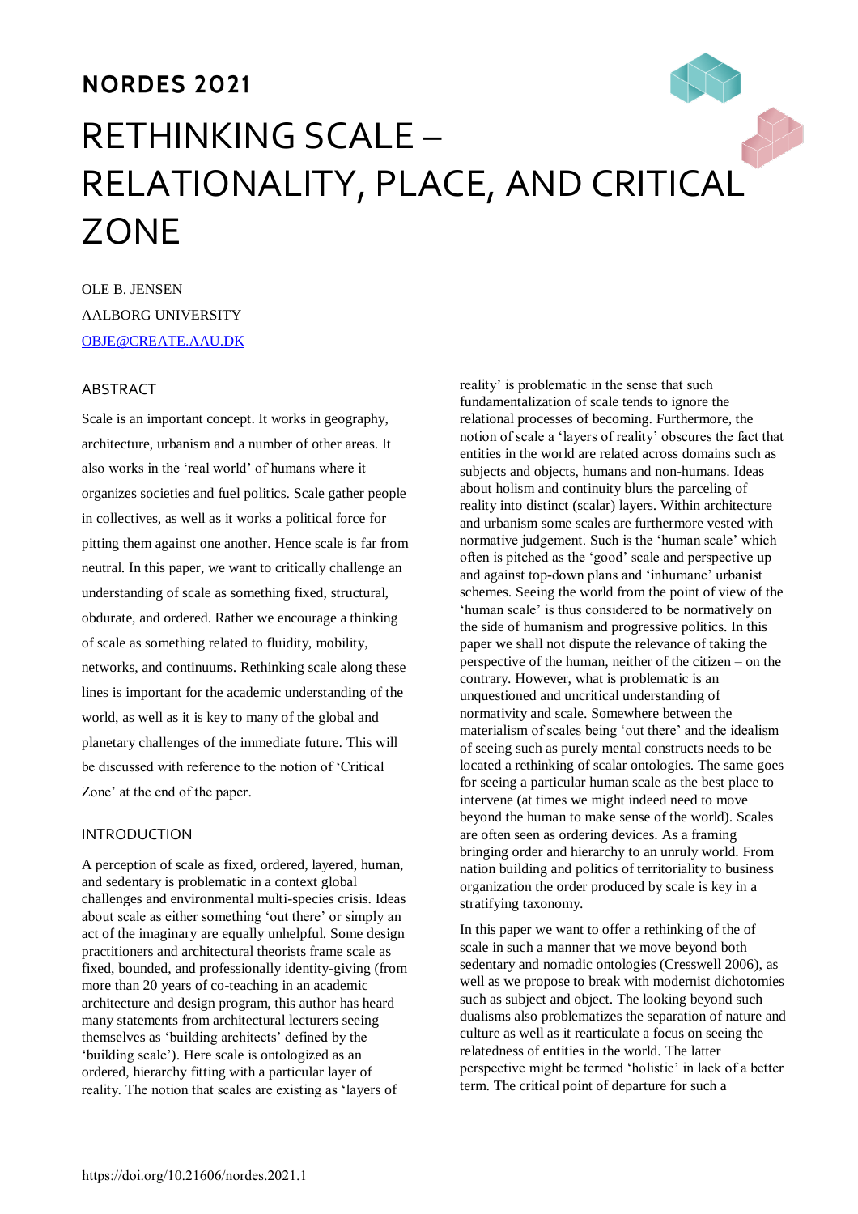NORDES 2021

# RETHINKING SCALE – RELATIONALITY, PLACE, AND CRITICAL ZONE

OLE B. JENSEN
AALBORG UNIVERSITY
OBJE@CREATE.AAU.DK

## ABSTRACT

Scale is an important concept. It works in geography, architecture, urbanism and a number of other areas. It also works in the 'real world' of humans where it organizes societies and fuel politics. Scale gather people in collectives, as well as it works a political force for pitting them against one another. Hence scale is far from neutral. In this paper, we want to critically challenge an understanding of scale as something fixed, structural, obdurate, and ordered. Rather we encourage a thinking of scale as something related to fluidity, mobility, networks, and continuums. Rethinking scale along these lines is important for the academic understanding of the world, as well as it is key to many of the global and planetary challenges of the immediate future. This will be discussed with reference to the notion of 'Critical Zone' at the end of the paper.

## INTRODUCTION

A perception of scale as fixed, ordered, layered, human, and sedentary is problematic in a context global challenges and environmental multi-species crisis. Ideas about scale as either something 'out there' or simply an act of the imaginary are equally unhelpful. Some design practitioners and architectural theorists frame scale as fixed, bounded, and professionally identity-giving (from more than 20 years of co-teaching in an academic architecture and design program, this author has heard many statements from architectural lecturers seeing themselves as 'building architects' defined by the 'building scale'). Here scale is ontologized as an ordered, hierarchy fitting with a particular layer of reality. The notion that scales are existing as 'layers of reality' is problematic in the sense that such fundamentalization of scale tends to ignore the relational processes of becoming. Furthermore, the notion of scale a 'layers of reality' obscures the fact that entities in the world are related across domains such as subjects and objects, humans and non-humans. Ideas about holism and continuity blurs the parceling of reality into distinct (scalar) layers. Within architecture and urbanism some scales are furthermore vested with normative judgement. Such is the 'human scale' which often is pitched as the 'good' scale and perspective up and against top-down plans and 'inhumane' urbanist schemes. Seeing the world from the point of view of the 'human scale' is thus considered to be normatively on the side of humanism and progressive politics. In this paper we shall not dispute the relevance of taking the perspective of the human, neither of the citizen – on the contrary. However, what is problematic is an unquestioned and uncritical understanding of normativity and scale. Somewhere between the materialism of scales being 'out there' and the idealism of seeing such as purely mental constructs needs to be located a rethinking of scalar ontologies. The same goes for seeing a particular human scale as the best place to intervene (at times we might indeed need to move beyond the human to make sense of the world). Scales are often seen as ordering devices. As a framing bringing order and hierarchy to an unruly world. From nation building and politics of territoriality to business organization the order produced by scale is key in a stratifying taxonomy.

In this paper we want to offer a rethinking of the of scale in such a manner that we move beyond both sedentary and nomadic ontologies (Cresswell 2006), as well as we propose to break with modernist dichotomies such as subject and object. The looking beyond such dualisms also problematizes the separation of nature and culture as well as it rearticulate a focus on seeing the relatedness of entities in the world. The latter perspective might be termed 'holistic' in lack of a better term. The critical point of departure for such a

https://doi.org/10.21606/nordes.2021.1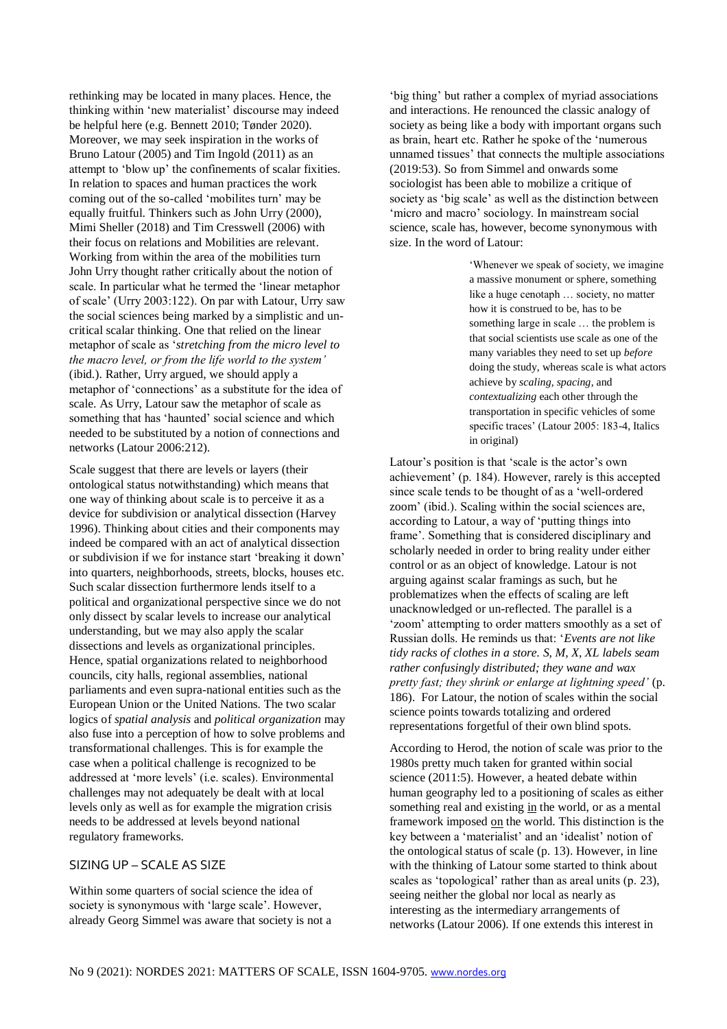rethinking may be located in many places. Hence, the thinking within 'new materialist' discourse may indeed be helpful here (e.g. Bennett 2010; Tønder 2020). Moreover, we may seek inspiration in the works of Bruno Latour (2005) and Tim Ingold (2011) as an attempt to 'blow up' the confinements of scalar fixities. In relation to spaces and human practices the work coming out of the so-called 'mobilites turn' may be equally fruitful. Thinkers such as John Urry (2000), Mimi Sheller (2018) and Tim Cresswell (2006) with their focus on relations and Mobilities are relevant. Working from within the area of the mobilities turn John Urry thought rather critically about the notion of scale. In particular what he termed the 'linear metaphor of scale' (Urry 2003:122). On par with Latour, Urry saw the social sciences being marked by a simplistic and uncritical scalar thinking. One that relied on the linear metaphor of scale as '*stretching from the micro level to the macro level, or from the life world to the system'* (ibid.). Rather, Urry argued, we should apply a metaphor of 'connections' as a substitute for the idea of scale. As Urry, Latour saw the metaphor of scale as something that has 'haunted' social science and which needed to be substituted by a notion of connections and networks (Latour 2006:212).

Scale suggest that there are levels or layers (their ontological status notwithstanding) which means that one way of thinking about scale is to perceive it as a device for subdivision or analytical dissection (Harvey 1996). Thinking about cities and their components may indeed be compared with an act of analytical dissection or subdivision if we for instance start 'breaking it down' into quarters, neighborhoods, streets, blocks, houses etc. Such scalar dissection furthermore lends itself to a political and organizational perspective since we do not only dissect by scalar levels to increase our analytical understanding, but we may also apply the scalar dissections and levels as organizational principles. Hence, spatial organizations related to neighborhood councils, city halls, regional assemblies, national parliaments and even supra-national entities such as the European Union or the United Nations. The two scalar logics of *spatial analysis* and *political organization* may also fuse into a perception of how to solve problems and transformational challenges. This is for example the case when a political challenge is recognized to be addressed at 'more levels' (i.e. scales). Environmental challenges may not adequately be dealt with at local levels only as well as for example the migration crisis needs to be addressed at levels beyond national regulatory frameworks.

## SIZING UP – SCALE AS SIZE

Within some quarters of social science the idea of society is synonymous with 'large scale'. However, already Georg Simmel was aware that society is not a 'big thing' but rather a complex of myriad associations and interactions. He renounced the classic analogy of society as being like a body with important organs such as brain, heart etc. Rather he spoke of the 'numerous unnamed tissues' that connects the multiple associations (2019:53). So from Simmel and onwards some sociologist has been able to mobilize a critique of society as 'big scale' as well as the distinction between 'micro and macro' sociology. In mainstream social science, scale has, however, become synonymous with size. In the word of Latour:

> 'Whenever we speak of society, we imagine a massive monument or sphere, something like a huge cenotaph … society, no matter how it is construed to be, has to be something large in scale … the problem is that social scientists use scale as one of the many variables they need to set up *before* doing the study, whereas scale is what actors achieve by *scaling*, *spacing*, and *contextualizing* each other through the transportation in specific vehicles of some specific traces' (Latour 2005: 183-4, Italics in original)

Latour's position is that 'scale is the actor's own achievement' (p. 184). However, rarely is this accepted since scale tends to be thought of as a 'well-ordered zoom' (ibid.). Scaling within the social sciences are, according to Latour, a way of 'putting things into frame'. Something that is considered disciplinary and scholarly needed in order to bring reality under either control or as an object of knowledge. Latour is not arguing against scalar framings as such, but he problematizes when the effects of scaling are left unacknowledged or un-reflected. The parallel is a 'zoom' attempting to order matters smoothly as a set of Russian dolls. He reminds us that: '*Events are not like tidy racks of clothes in a store. S, M, X, XL labels seam rather confusingly distributed; they wane and wax pretty fast; they shrink or enlarge at lightning speed'* (p. 186). For Latour, the notion of scales within the social science points towards totalizing and ordered representations forgetful of their own blind spots.

According to Herod, the notion of scale was prior to the 1980s pretty much taken for granted within social science (2011:5). However, a heated debate within human geography led to a positioning of scales as either something real and existing <u>in</u> the world, or as a mental framework imposed <u>on</u> the world. This distinction is the key between a 'materialist' and an 'idealist' notion of the ontological status of scale (p. 13). However, in line with the thinking of Latour some started to think about scales as 'topological' rather than as areal units (p. 23), seeing neither the global nor local as nearly as interesting as the intermediary arrangements of networks (Latour 2006). If one extends this interest in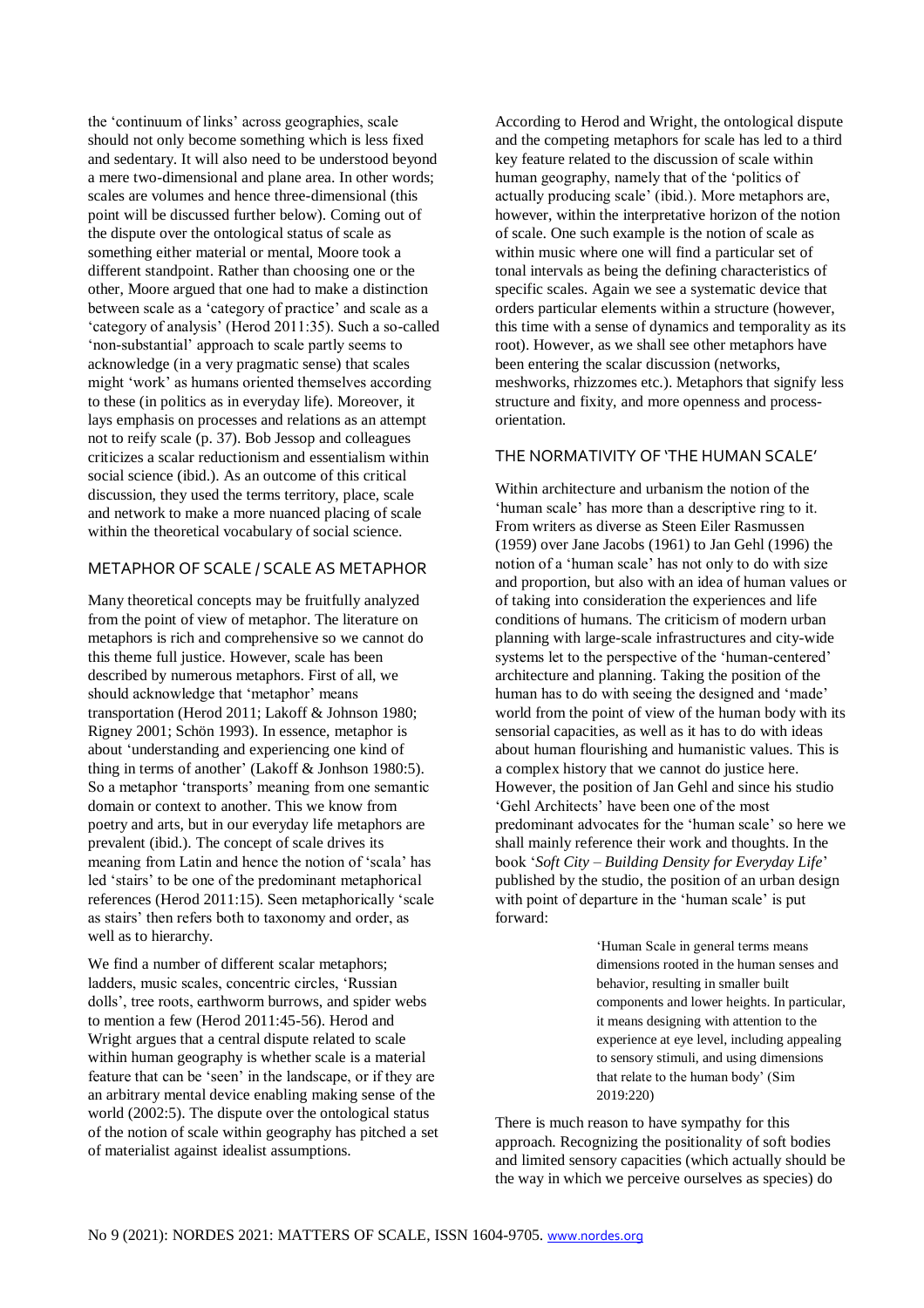the 'continuum of links' across geographies, scale should not only become something which is less fixed and sedentary. It will also need to be understood beyond a mere two-dimensional and plane area. In other words; scales are volumes and hence three-dimensional (this point will be discussed further below). Coming out of the dispute over the ontological status of scale as something either material or mental, Moore took a different standpoint. Rather than choosing one or the other, Moore argued that one had to make a distinction between scale as a 'category of practice' and scale as a 'category of analysis' (Herod 2011:35). Such a so-called 'non-substantial' approach to scale partly seems to acknowledge (in a very pragmatic sense) that scales might 'work' as humans oriented themselves according to these (in politics as in everyday life). Moreover, it lays emphasis on processes and relations as an attempt not to reify scale (p. 37). Bob Jessop and colleagues criticizes a scalar reductionism and essentialism within social science (ibid.). As an outcome of this critical discussion, they used the terms territory, place, scale and network to make a more nuanced placing of scale within the theoretical vocabulary of social science.

## METAPHOR OF SCALE / SCALE AS METAPHOR

Many theoretical concepts may be fruitfully analyzed from the point of view of metaphor. The literature on metaphors is rich and comprehensive so we cannot do this theme full justice. However, scale has been described by numerous metaphors. First of all, we should acknowledge that 'metaphor' means transportation (Herod 2011; Lakoff & Johnson 1980; Rigney 2001; Schön 1993). In essence, metaphor is about 'understanding and experiencing one kind of thing in terms of another' (Lakoff & Jonhson 1980:5). So a metaphor 'transports' meaning from one semantic domain or context to another. This we know from poetry and arts, but in our everyday life metaphors are prevalent (ibid.). The concept of scale drives its meaning from Latin and hence the notion of 'scala' has led 'stairs' to be one of the predominant metaphorical references (Herod 2011:15). Seen metaphorically 'scale as stairs' then refers both to taxonomy and order, as well as to hierarchy.

We find a number of different scalar metaphors; ladders, music scales, concentric circles, 'Russian dolls', tree roots, earthworm burrows, and spider webs to mention a few (Herod 2011:45-56). Herod and Wright argues that a central dispute related to scale within human geography is whether scale is a material feature that can be 'seen' in the landscape, or if they are an arbitrary mental device enabling making sense of the world (2002:5). The dispute over the ontological status of the notion of scale within geography has pitched a set of materialist against idealist assumptions.

According to Herod and Wright, the ontological dispute and the competing metaphors for scale has led to a third key feature related to the discussion of scale within human geography, namely that of the 'politics of actually producing scale' (ibid.). More metaphors are, however, within the interpretative horizon of the notion of scale. One such example is the notion of scale as within music where one will find a particular set of tonal intervals as being the defining characteristics of specific scales. Again we see a systematic device that orders particular elements within a structure (however, this time with a sense of dynamics and temporality as its root). However, as we shall see other metaphors have been entering the scalar discussion (networks, meshworks, rhizzomes etc.). Metaphors that signify less structure and fixity, and more openness and process-orientation.

## THE NORMATIVITY OF 'THE HUMAN SCALE'

Within architecture and urbanism the notion of the 'human scale' has more than a descriptive ring to it. From writers as diverse as Steen Eiler Rasmussen (1959) over Jane Jacobs (1961) to Jan Gehl (1996) the notion of a 'human scale' has not only to do with size and proportion, but also with an idea of human values or of taking into consideration the experiences and life conditions of humans. The criticism of modern urban planning with large-scale infrastructures and city-wide systems let to the perspective of the 'human-centered' architecture and planning. Taking the position of the human has to do with seeing the designed and 'made' world from the point of view of the human body with its sensorial capacities, as well as it has to do with ideas about human flourishing and humanistic values. This is a complex history that we cannot do justice here. However, the position of Jan Gehl and since his studio 'Gehl Architects' have been one of the most predominant advocates for the 'human scale' so here we shall mainly reference their work and thoughts. In the book '*Soft City – Building Density for Everyday Life*' published by the studio, the position of an urban design with point of departure in the 'human scale' is put forward:

> 'Human Scale in general terms means dimensions rooted in the human senses and behavior, resulting in smaller built components and lower heights. In particular, it means designing with attention to the experience at eye level, including appealing to sensory stimuli, and using dimensions that relate to the human body' (Sim 2019:220)

There is much reason to have sympathy for this approach. Recognizing the positionality of soft bodies and limited sensory capacities (which actually should be the way in which we perceive ourselves as species) do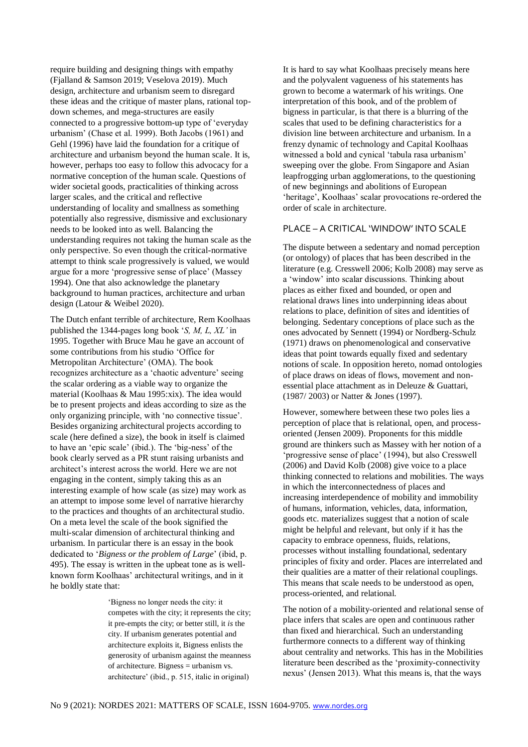require building and designing things with empathy (Fjalland & Samson 2019; Veselova 2019). Much design, architecture and urbanism seem to disregard these ideas and the critique of master plans, rational top-down schemes, and mega-structures are easily connected to a progressive bottom-up type of 'everyday urbanism' (Chase et al. 1999). Both Jacobs (1961) and Gehl (1996) have laid the foundation for a critique of architecture and urbanism beyond the human scale. It is, however, perhaps too easy to follow this advocacy for a normative conception of the human scale. Questions of wider societal goods, practicalities of thinking across larger scales, and the critical and reflective understanding of locality and smallness as something potentially also regressive, dismissive and exclusionary needs to be looked into as well. Balancing the understanding requires not taking the human scale as the only perspective. So even though the critical-normative attempt to think scale progressively is valued, we would argue for a more 'progressive sense of place' (Massey 1994). One that also acknowledge the planetary background to human practices, architecture and urban design (Latour & Weibel 2020).

The Dutch enfant terrible of architecture, Rem Koolhaas published the 1344-pages long book '*S, M, L, XL*' in 1995. Together with Bruce Mau he gave an account of some contributions from his studio 'Office for Metropolitan Architecture' (OMA). The book recognizes architecture as a 'chaotic adventure' seeing the scalar ordering as a viable way to organize the material (Koolhaas & Mau 1995:xix). The idea would be to present projects and ideas according to size as the only organizing principle, with 'no connective tissue'. Besides organizing architectural projects according to scale (here defined a size), the book in itself is claimed to have an 'epic scale' (ibid.). The 'big-ness' of the book clearly served as a PR stunt raising urbanists and architect's interest across the world. Here we are not engaging in the content, simply taking this as an interesting example of how scale (as size) may work as an attempt to impose some level of narrative hierarchy to the practices and thoughts of an architectural studio. On a meta level the scale of the book signified the multi-scalar dimension of architectural thinking and urbanism. In particular there is an essay in the book dedicated to '*Bigness or the problem of Large*' (ibid, p. 495). The essay is written in the upbeat tone as is well-known form Koolhaas' architectural writings, and in it he boldly state that:

> 'Bigness no longer needs the city: it competes with the city; it represents the city; it pre-empts the city; or better still, it *is* the city. If urbanism generates potential and architecture exploits it, Bigness enlists the generosity of urbanism against the meanness of architecture. Bigness = urbanism vs. architecture' (ibid., p. 515, italic in original)

It is hard to say what Koolhaas precisely means here and the polyvalent vagueness of his statements has grown to become a watermark of his writings. One interpretation of this book, and of the problem of bigness in particular, is that there is a blurring of the scales that used to be defining characteristics for a division line between architecture and urbanism. In a frenzy dynamic of technology and Capital Koolhaas witnessed a bold and cynical 'tabula rasa urbanism' sweeping over the globe. From Singapore and Asian leapfrogging urban agglomerations, to the questioning of new beginnings and abolitions of European 'heritage', Koolhaas' scalar provocations re-ordered the order of scale in architecture.

## PLACE – A CRITICAL 'WINDOW' INTO SCALE

The dispute between a sedentary and nomad perception (or ontology) of places that has been described in the literature (e.g. Cresswell 2006; Kolb 2008) may serve as a 'window' into scalar discussions. Thinking about places as either fixed and bounded, or open and relational draws lines into underpinning ideas about relations to place, definition of sites and identities of belonging. Sedentary conceptions of place such as the ones advocated by Sennett (1994) or Nordberg-Schulz (1971) draws on phenomenological and conservative ideas that point towards equally fixed and sedentary notions of scale. In opposition hereto, nomad ontologies of place draws on ideas of flows, movement and non-essential place attachment as in Deleuze & Guattari, (1987/ 2003) or Natter & Jones (1997).

However, somewhere between these two poles lies a perception of place that is relational, open, and process-oriented (Jensen 2009). Proponents for this middle ground are thinkers such as Massey with her notion of a 'progressive sense of place' (1994), but also Cresswell (2006) and David Kolb (2008) give voice to a place thinking connected to relations and mobilities. The ways in which the interconnectedness of places and increasing interdependence of mobility and immobility of humans, information, vehicles, data, information, goods etc. materializes suggest that a notion of scale might be helpful and relevant, but only if it has the capacity to embrace openness, fluids, relations, processes without installing foundational, sedentary principles of fixity and order. Places are interrelated and their qualities are a matter of their relational couplings. This means that scale needs to be understood as open, process-oriented, and relational.

The notion of a mobility-oriented and relational sense of place infers that scales are open and continuous rather than fixed and hierarchical. Such an understanding furthermore connects to a different way of thinking about centrality and networks. This has in the Mobilities literature been described as the 'proximity-connectivity nexus' (Jensen 2013). What this means is, that the ways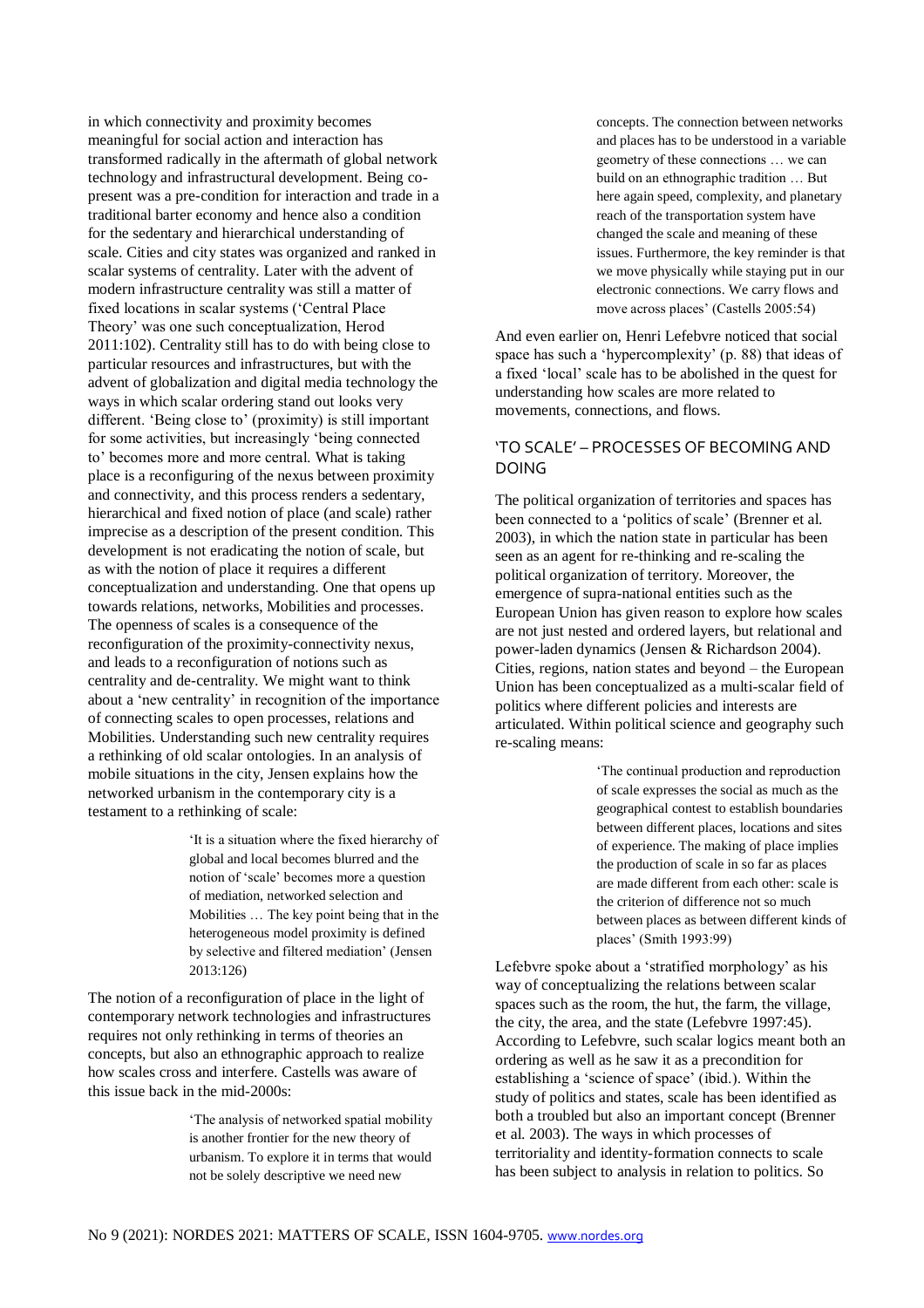in which connectivity and proximity becomes meaningful for social action and interaction has transformed radically in the aftermath of global network technology and infrastructural development. Being co-present was a pre-condition for interaction and trade in a traditional barter economy and hence also a condition for the sedentary and hierarchical understanding of scale. Cities and city states was organized and ranked in scalar systems of centrality. Later with the advent of modern infrastructure centrality was still a matter of fixed locations in scalar systems ('Central Place Theory' was one such conceptualization, Herod 2011:102). Centrality still has to do with being close to particular resources and infrastructures, but with the advent of globalization and digital media technology the ways in which scalar ordering stand out looks very different. 'Being close to' (proximity) is still important for some activities, but increasingly 'being connected to' becomes more and more central. What is taking place is a reconfiguring of the nexus between proximity and connectivity, and this process renders a sedentary, hierarchical and fixed notion of place (and scale) rather imprecise as a description of the present condition. This development is not eradicating the notion of scale, but as with the notion of place it requires a different conceptualization and understanding. One that opens up towards relations, networks, Mobilities and processes. The openness of scales is a consequence of the reconfiguration of the proximity-connectivity nexus, and leads to a reconfiguration of notions such as centrality and de-centrality. We might want to think about a 'new centrality' in recognition of the importance of connecting scales to open processes, relations and Mobilities. Understanding such new centrality requires a rethinking of old scalar ontologies. In an analysis of mobile situations in the city, Jensen explains how the networked urbanism in the contemporary city is a testament to a rethinking of scale:

> 'It is a situation where the fixed hierarchy of global and local becomes blurred and the notion of 'scale' becomes more a question of mediation, networked selection and Mobilities … The key point being that in the heterogeneous model proximity is defined by selective and filtered mediation' (Jensen 2013:126)

The notion of a reconfiguration of place in the light of contemporary network technologies and infrastructures requires not only rethinking in terms of theories an concepts, but also an ethnographic approach to realize how scales cross and interfere. Castells was aware of this issue back in the mid-2000s:

> 'The analysis of networked spatial mobility is another frontier for the new theory of urbanism. To explore it in terms that would not be solely descriptive we need new concepts. The connection between networks and places has to be understood in a variable geometry of these connections … we can build on an ethnographic tradition … But here again speed, complexity, and planetary reach of the transportation system have changed the scale and meaning of these issues. Furthermore, the key reminder is that we move physically while staying put in our electronic connections. We carry flows and move across places' (Castells 2005:54)

And even earlier on, Henri Lefebvre noticed that social space has such a 'hypercomplexity' (p. 88) that ideas of a fixed 'local' scale has to be abolished in the quest for understanding how scales are more related to movements, connections, and flows.

## 'TO SCALE' – PROCESSES OF BECOMING AND DOING

The political organization of territories and spaces has been connected to a 'politics of scale' (Brenner et al. 2003), in which the nation state in particular has been seen as an agent for re-thinking and re-scaling the political organization of territory. Moreover, the emergence of supra-national entities such as the European Union has given reason to explore how scales are not just nested and ordered layers, but relational and power-laden dynamics (Jensen & Richardson 2004). Cities, regions, nation states and beyond – the European Union has been conceptualized as a multi-scalar field of politics where different policies and interests are articulated. Within political science and geography such re-scaling means:

> 'The continual production and reproduction of scale expresses the social as much as the geographical contest to establish boundaries between different places, locations and sites of experience. The making of place implies the production of scale in so far as places are made different from each other: scale is the criterion of difference not so much between places as between different kinds of places' (Smith 1993:99)

Lefebvre spoke about a 'stratified morphology' as his way of conceptualizing the relations between scalar spaces such as the room, the hut, the farm, the village, the city, the area, and the state (Lefebvre 1997:45). According to Lefebvre, such scalar logics meant both an ordering as well as he saw it as a precondition for establishing a 'science of space' (ibid.). Within the study of politics and states, scale has been identified as both a troubled but also an important concept (Brenner et al. 2003). The ways in which processes of territoriality and identity-formation connects to scale has been subject to analysis in relation to politics. So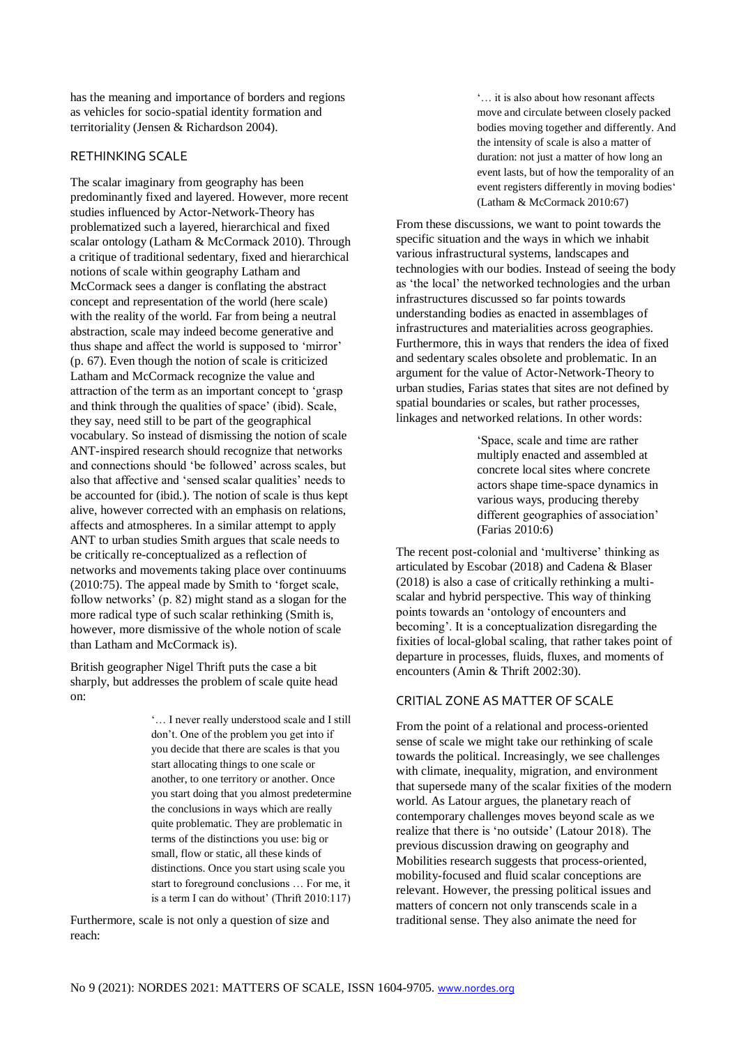has the meaning and importance of borders and regions as vehicles for socio-spatial identity formation and territoriality (Jensen & Richardson 2004).

## RETHINKING SCALE

The scalar imaginary from geography has been predominantly fixed and layered. However, more recent studies influenced by Actor-Network-Theory has problematized such a layered, hierarchical and fixed scalar ontology (Latham & McCormack 2010). Through a critique of traditional sedentary, fixed and hierarchical notions of scale within geography Latham and McCormack sees a danger is conflating the abstract concept and representation of the world (here scale) with the reality of the world. Far from being a neutral abstraction, scale may indeed become generative and thus shape and affect the world is supposed to 'mirror' (p. 67). Even though the notion of scale is criticized Latham and McCormack recognize the value and attraction of the term as an important concept to 'grasp and think through the qualities of space' (ibid). Scale, they say, need still to be part of the geographical vocabulary. So instead of dismissing the notion of scale ANT-inspired research should recognize that networks and connections should 'be followed' across scales, but also that affective and 'sensed scalar qualities' needs to be accounted for (ibid.). The notion of scale is thus kept alive, however corrected with an emphasis on relations, affects and atmospheres. In a similar attempt to apply ANT to urban studies Smith argues that scale needs to be critically re-conceptualized as a reflection of networks and movements taking place over continuums (2010:75). The appeal made by Smith to 'forget scale, follow networks' (p. 82) might stand as a slogan for the more radical type of such scalar rethinking (Smith is, however, more dismissive of the whole notion of scale than Latham and McCormack is).

British geographer Nigel Thrift puts the case a bit sharply, but addresses the problem of scale quite head on:

> '… I never really understood scale and I still don't. One of the problem you get into if you decide that there are scales is that you start allocating things to one scale or another, to one territory or another. Once you start doing that you almost predetermine the conclusions in ways which are really quite problematic. They are problematic in terms of the distinctions you use: big or small, flow or static, all these kinds of distinctions. Once you start using scale you start to foreground conclusions … For me, it is a term I can do without' (Thrift 2010:117)

Furthermore, scale is not only a question of size and reach:

> '… it is also about how resonant affects move and circulate between closely packed bodies moving together and differently. And the intensity of scale is also a matter of duration: not just a matter of how long an event lasts, but of how the temporality of an event registers differently in moving bodies' (Latham & McCormack 2010:67)

From these discussions, we want to point towards the specific situation and the ways in which we inhabit various infrastructural systems, landscapes and technologies with our bodies. Instead of seeing the body as 'the local' the networked technologies and the urban infrastructures discussed so far points towards understanding bodies as enacted in assemblages of infrastructures and materialities across geographies. Furthermore, this in ways that renders the idea of fixed and sedentary scales obsolete and problematic. In an argument for the value of Actor-Network-Theory to urban studies, Farias states that sites are not defined by spatial boundaries or scales, but rather processes, linkages and networked relations. In other words:

> 'Space, scale and time are rather multiply enacted and assembled at concrete local sites where concrete actors shape time-space dynamics in various ways, producing thereby different geographies of association' (Farias 2010:6)

The recent post-colonial and 'multiverse' thinking as articulated by Escobar (2018) and Cadena & Blaser (2018) is also a case of critically rethinking a multi-scalar and hybrid perspective. This way of thinking points towards an 'ontology of encounters and becoming'. It is a conceptualization disregarding the fixities of local-global scaling, that rather takes point of departure in processes, fluids, fluxes, and moments of encounters (Amin & Thrift 2002:30).

## CRITIAL ZONE AS MATTER OF SCALE

From the point of a relational and process-oriented sense of scale we might take our rethinking of scale towards the political. Increasingly, we see challenges with climate, inequality, migration, and environment that supersede many of the scalar fixities of the modern world. As Latour argues, the planetary reach of contemporary challenges moves beyond scale as we realize that there is 'no outside' (Latour 2018). The previous discussion drawing on geography and Mobilities research suggests that process-oriented, mobility-focused and fluid scalar conceptions are relevant. However, the pressing political issues and matters of concern not only transcends scale in a traditional sense. They also animate the need for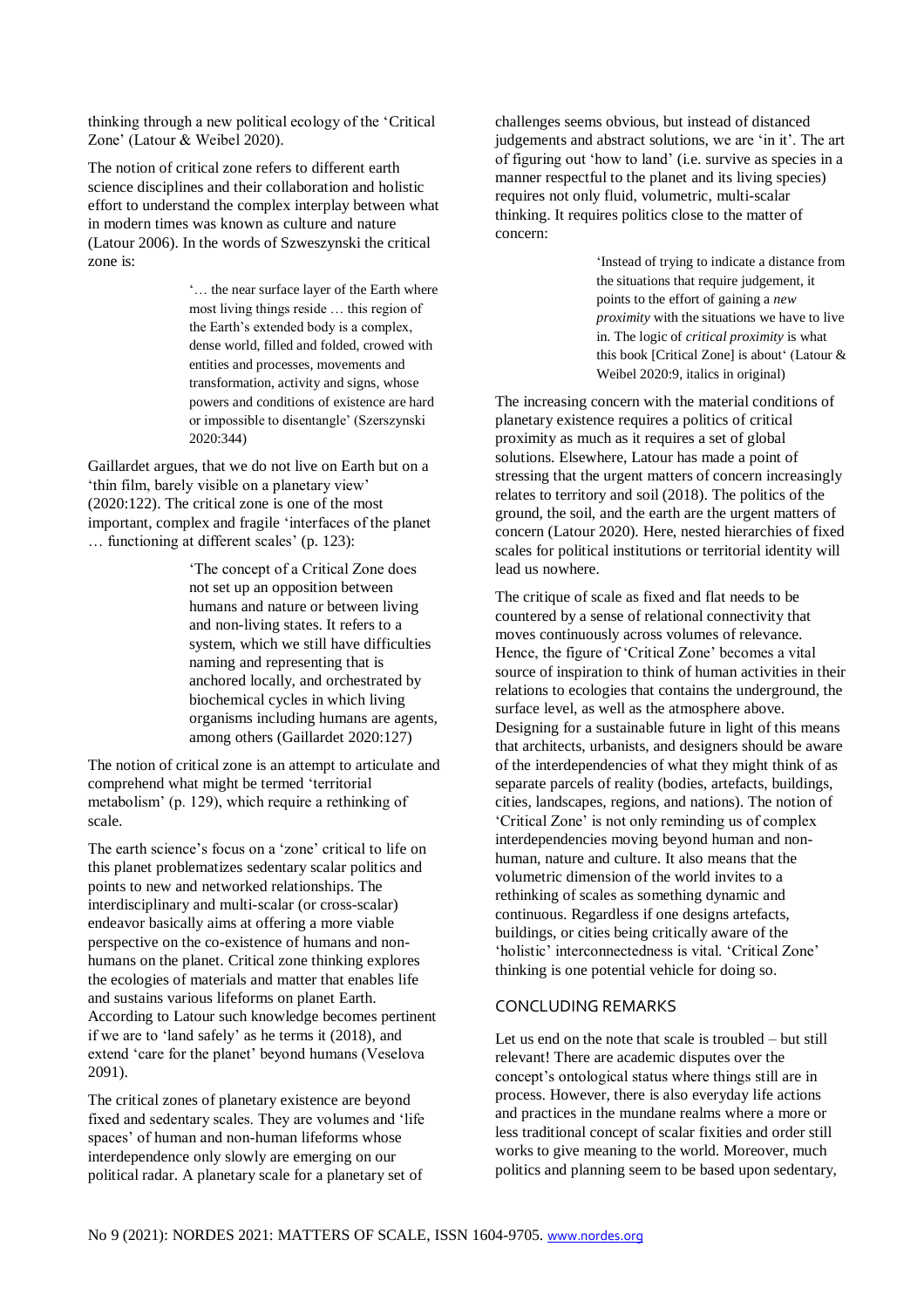thinking through a new political ecology of the 'Critical Zone' (Latour & Weibel 2020).

The notion of critical zone refers to different earth science disciplines and their collaboration and holistic effort to understand the complex interplay between what in modern times was known as culture and nature (Latour 2006). In the words of Szweszynski the critical zone is:

> '… the near surface layer of the Earth where most living things reside … this region of the Earth's extended body is a complex, dense world, filled and folded, crowed with entities and processes, movements and transformation, activity and signs, whose powers and conditions of existence are hard or impossible to disentangle' (Szerszynski 2020:344)

Gaillardet argues, that we do not live on Earth but on a 'thin film, barely visible on a planetary view' (2020:122). The critical zone is one of the most important, complex and fragile 'interfaces of the planet … functioning at different scales' (p. 123):

> 'The concept of a Critical Zone does not set up an opposition between humans and nature or between living and non-living states. It refers to a system, which we still have difficulties naming and representing that is anchored locally, and orchestrated by biochemical cycles in which living organisms including humans are agents, among others (Gaillardet 2020:127)

The notion of critical zone is an attempt to articulate and comprehend what might be termed 'territorial metabolism' (p. 129), which require a rethinking of scale.

The earth science's focus on a 'zone' critical to life on this planet problematizes sedentary scalar politics and points to new and networked relationships. The interdisciplinary and multi-scalar (or cross-scalar) endeavor basically aims at offering a more viable perspective on the co-existence of humans and non-humans on the planet. Critical zone thinking explores the ecologies of materials and matter that enables life and sustains various lifeforms on planet Earth. According to Latour such knowledge becomes pertinent if we are to 'land safely' as he terms it (2018), and extend 'care for the planet' beyond humans (Veselova 2091).

The critical zones of planetary existence are beyond fixed and sedentary scales. They are volumes and 'life spaces' of human and non-human lifeforms whose interdependence only slowly are emerging on our political radar. A planetary scale for a planetary set of challenges seems obvious, but instead of distanced judgements and abstract solutions, we are 'in it'. The art of figuring out 'how to land' (i.e. survive as species in a manner respectful to the planet and its living species) requires not only fluid, volumetric, multi-scalar thinking. It requires politics close to the matter of concern:

> 'Instead of trying to indicate a distance from the situations that require judgement, it points to the effort of gaining a *new proximity* with the situations we have to live in. The logic of *critical proximity* is what this book [Critical Zone] is about' (Latour & Weibel 2020:9, italics in original)

The increasing concern with the material conditions of planetary existence requires a politics of critical proximity as much as it requires a set of global solutions. Elsewhere, Latour has made a point of stressing that the urgent matters of concern increasingly relates to territory and soil (2018). The politics of the ground, the soil, and the earth are the urgent matters of concern (Latour 2020). Here, nested hierarchies of fixed scales for political institutions or territorial identity will lead us nowhere.

The critique of scale as fixed and flat needs to be countered by a sense of relational connectivity that moves continuously across volumes of relevance. Hence, the figure of 'Critical Zone' becomes a vital source of inspiration to think of human activities in their relations to ecologies that contains the underground, the surface level, as well as the atmosphere above. Designing for a sustainable future in light of this means that architects, urbanists, and designers should be aware of the interdependencies of what they might think of as separate parcels of reality (bodies, artefacts, buildings, cities, landscapes, regions, and nations). The notion of 'Critical Zone' is not only reminding us of complex interdependencies moving beyond human and non-human, nature and culture. It also means that the volumetric dimension of the world invites to a rethinking of scales as something dynamic and continuous. Regardless if one designs artefacts, buildings, or cities being critically aware of the 'holistic' interconnectedness is vital. 'Critical Zone' thinking is one potential vehicle for doing so.

## CONCLUDING REMARKS

Let us end on the note that scale is troubled – but still relevant! There are academic disputes over the concept's ontological status where things still are in process. However, there is also everyday life actions and practices in the mundane realms where a more or less traditional concept of scalar fixities and order still works to give meaning to the world. Moreover, much politics and planning seem to be based upon sedentary,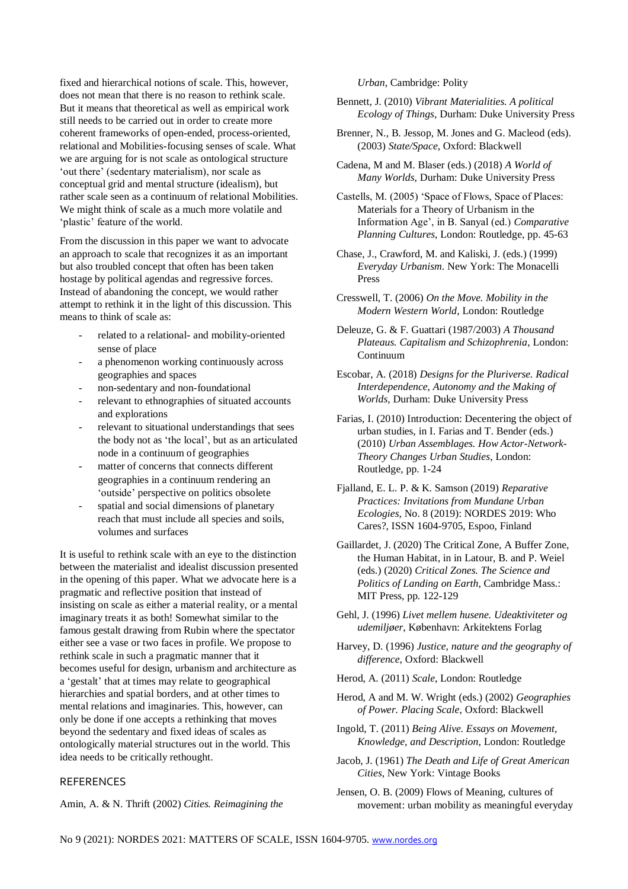fixed and hierarchical notions of scale. This, however, does not mean that there is no reason to rethink scale. But it means that theoretical as well as empirical work still needs to be carried out in order to create more coherent frameworks of open-ended, process-oriented, relational and Mobilities-focusing senses of scale. What we are arguing for is not scale as ontological structure 'out there' (sedentary materialism), nor scale as conceptual grid and mental structure (idealism), but rather scale seen as a continuum of relational Mobilities. We might think of scale as a much more volatile and 'plastic' feature of the world.

From the discussion in this paper we want to advocate an approach to scale that recognizes it as an important but also troubled concept that often has been taken hostage by political agendas and regressive forces. Instead of abandoning the concept, we would rather attempt to rethink it in the light of this discussion. This means to think of scale as:

- related to a relational- and mobility-oriented sense of place
- a phenomenon working continuously across geographies and spaces
- non-sedentary and non-foundational
- relevant to ethnographies of situated accounts and explorations
- relevant to situational understandings that sees the body not as 'the local', but as an articulated node in a continuum of geographies
- matter of concerns that connects different geographies in a continuum rendering an 'outside' perspective on politics obsolete
- spatial and social dimensions of planetary reach that must include all species and soils, volumes and surfaces

It is useful to rethink scale with an eye to the distinction between the materialist and idealist discussion presented in the opening of this paper. What we advocate here is a pragmatic and reflective position that instead of insisting on scale as either a material reality, or a mental imaginary treats it as both! Somewhat similar to the famous gestalt drawing from Rubin where the spectator either see a vase or two faces in profile. We propose to rethink scale in such a pragmatic manner that it becomes useful for design, urbanism and architecture as a 'gestalt' that at times may relate to geographical hierarchies and spatial borders, and at other times to mental relations and imaginaries. This, however, can only be done if one accepts a rethinking that moves beyond the sedentary and fixed ideas of scales as ontologically material structures out in the world. This idea needs to be critically rethought.

## REFERENCES

Amin, A. & N. Thrift (2002) *Cities. Reimagining the Urban*, Cambridge: Polity

Bennett, J. (2010) *Vibrant Materialities. A political Ecology of Things*, Durham: Duke University Press

Brenner, N., B. Jessop, M. Jones and G. Macleod (eds). (2003) *State/Space*, Oxford: Blackwell

Cadena, M and M. Blaser (eds.) (2018) *A World of Many Worlds*, Durham: Duke University Press

Castells, M. (2005) 'Space of Flows, Space of Places: Materials for a Theory of Urbanism in the Information Age', in B. Sanyal (ed.) *Comparative Planning Cultures*, London: Routledge, pp. 45-63

Chase, J., Crawford, M. and Kaliski, J. (eds.) (1999) *Everyday Urbanism*. New York: The Monacelli Press

Cresswell, T. (2006) *On the Move. Mobility in the Modern Western World*, London: Routledge

Deleuze, G. & F. Guattari (1987/2003) *A Thousand Plateaus. Capitalism and Schizophrenia*, London: Continuum

Escobar, A. (2018) *Designs for the Pluriverse. Radical Interdependence, Autonomy and the Making of Worlds*, Durham: Duke University Press

Farias, I. (2010) Introduction: Decentering the object of urban studies, in I. Farias and T. Bender (eds.) (2010) *Urban Assemblages. How Actor-Network-Theory Changes Urban Studies*, London: Routledge, pp. 1-24

Fjalland, E. L. P. & K. Samson (2019) *Reparative Practices: Invitations from Mundane Urban Ecologies*, No. 8 (2019): NORDES 2019: Who Cares?, ISSN 1604-9705, Espoo, Finland

Gaillardet, J. (2020) The Critical Zone, A Buffer Zone, the Human Habitat, in in Latour, B. and P. Weiel (eds.) (2020) *Critical Zones. The Science and Politics of Landing on Earth*, Cambridge Mass.: MIT Press, pp. 122-129

Gehl, J. (1996) *Livet mellem husene. Udeaktiviteter og udemiljøer*, København: Arkitektens Forlag

Harvey, D. (1996) *Justice, nature and the geography of difference*, Oxford: Blackwell

Herod, A. (2011) *Scale*, London: Routledge

Herod, A and M. W. Wright (eds.) (2002) *Geographies of Power. Placing Scale*, Oxford: Blackwell

Ingold, T. (2011) *Being Alive. Essays on Movement, Knowledge, and Description*, London: Routledge

Jacob, J. (1961) *The Death and Life of Great American Cities*, New York: Vintage Books

Jensen, O. B. (2009) Flows of Meaning, cultures of movement: urban mobility as meaningful everyday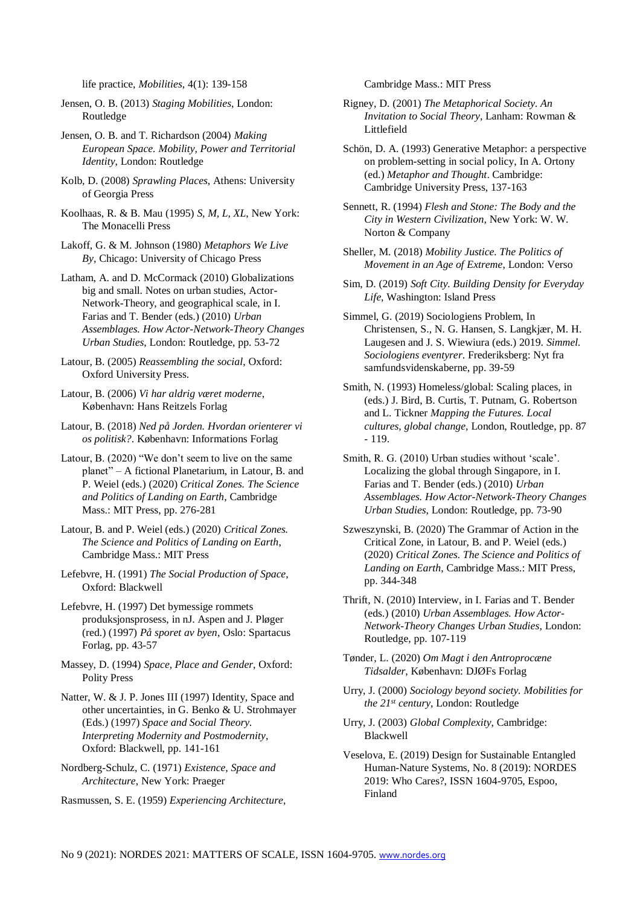life practice, *Mobilities*, 4(1): 139-158

Jensen, O. B. (2013) *Staging Mobilities*, London: Routledge

Jensen, O. B. and T. Richardson (2004) *Making European Space. Mobility, Power and Territorial Identity*, London: Routledge

Kolb, D. (2008) *Sprawling Places*, Athens: University of Georgia Press

Koolhaas, R. & B. Mau (1995) *S, M, L, XL*, New York: The Monacelli Press

Lakoff, G. & M. Johnson (1980) *Metaphors We Live By*, Chicago: University of Chicago Press

Latham, A. and D. McCormack (2010) Globalizations big and small. Notes on urban studies, Actor-Network-Theory, and geographical scale, in I. Farias and T. Bender (eds.) (2010) *Urban Assemblages. How Actor-Network-Theory Changes Urban Studies*, London: Routledge, pp. 53-72

Latour, B. (2005) *Reassembling the social*, Oxford: Oxford University Press.

Latour, B. (2006) *Vi har aldrig været moderne*, København: Hans Reitzels Forlag

Latour, B. (2018) *Ned på Jorden. Hvordan orienterer vi os politisk?*. København: Informations Forlag

Latour, B. (2020) "We don't seem to live on the same planet" – A fictional Planetarium, in Latour, B. and P. Weiel (eds.) (2020) *Critical Zones. The Science and Politics of Landing on Earth*, Cambridge Mass.: MIT Press, pp. 276-281

Latour, B. and P. Weiel (eds.) (2020) *Critical Zones. The Science and Politics of Landing on Earth*, Cambridge Mass.: MIT Press

Lefebvre, H. (1991) *The Social Production of Space*, Oxford: Blackwell

Lefebvre, H. (1997) Det bymessige rommets produksjonsprosess, in nJ. Aspen and J. Pløger (red.) (1997) *På sporet av byen*, Oslo: Spartacus Forlag, pp. 43-57

Massey, D. (1994) *Space, Place and Gender*, Oxford: Polity Press

Natter, W. & J. P. Jones III (1997) Identity, Space and other uncertainties, in G. Benko & U. Strohmayer (Eds.) (1997) *Space and Social Theory. Interpreting Modernity and Postmodernity*, Oxford: Blackwell, pp. 141-161

Nordberg-Schulz, C. (1971) *Existence, Space and Architecture*, New York: Praeger

Rasmussen, S. E. (1959) *Experiencing Architecture*, Cambridge Mass.: MIT Press

Rigney, D. (2001) *The Metaphorical Society. An Invitation to Social Theory*, Lanham: Rowman & Littlefield

Schön, D. A. (1993) Generative Metaphor: a perspective on problem-setting in social policy, In A. Ortony (ed.) *Metaphor and Thought*. Cambridge: Cambridge University Press, 137-163

Sennett, R. (1994) *Flesh and Stone: The Body and the City in Western Civilization*, New York: W. W. Norton & Company

Sheller, M. (2018) *Mobility Justice. The Politics of Movement in an Age of Extreme*, London: Verso

Sim, D. (2019) *Soft City. Building Density for Everyday Life*, Washington: Island Press

Simmel, G. (2019) Sociologiens Problem, In Christensen, S., N. G. Hansen, S. Langkjær, M. H. Laugesen and J. S. Wiewiura (eds.) 2019. *Simmel. Sociologiens eventyrer*. Frederiksberg: Nyt fra samfundsvidenskaberne, pp. 39-59

Smith, N. (1993) Homeless/global: Scaling places, in (eds.) J. Bird, B. Curtis, T. Putnam, G. Robertson and L. Tickner *Mapping the Futures. Local cultures, global change*, London, Routledge, pp. 87 - 119.

Smith, R. G. (2010) Urban studies without 'scale'. Localizing the global through Singapore, in I. Farias and T. Bender (eds.) (2010) *Urban Assemblages. How Actor-Network-Theory Changes Urban Studies*, London: Routledge, pp. 73-90

Szweszynski, B. (2020) The Grammar of Action in the Critical Zone, in Latour, B. and P. Weiel (eds.) (2020) *Critical Zones. The Science and Politics of Landing on Earth*, Cambridge Mass.: MIT Press, pp. 344-348

Thrift, N. (2010) Interview, in I. Farias and T. Bender (eds.) (2010) *Urban Assemblages. How Actor-Network-Theory Changes Urban Studies*, London: Routledge, pp. 107-119

Tønder, L. (2020) *Om Magt i den Antropocæne Tidsalder*, København: DJØFs Forlag

Urry, J. (2000) *Sociology beyond society. Mobilities for the 21st century*, London: Routledge

Urry, J. (2003) *Global Complexity*, Cambridge: Blackwell

Veselova, E. (2019) Design for Sustainable Entangled Human-Nature Systems, No. 8 (2019): NORDES 2019: Who Cares?, ISSN 1604-9705, Espoo, Finland